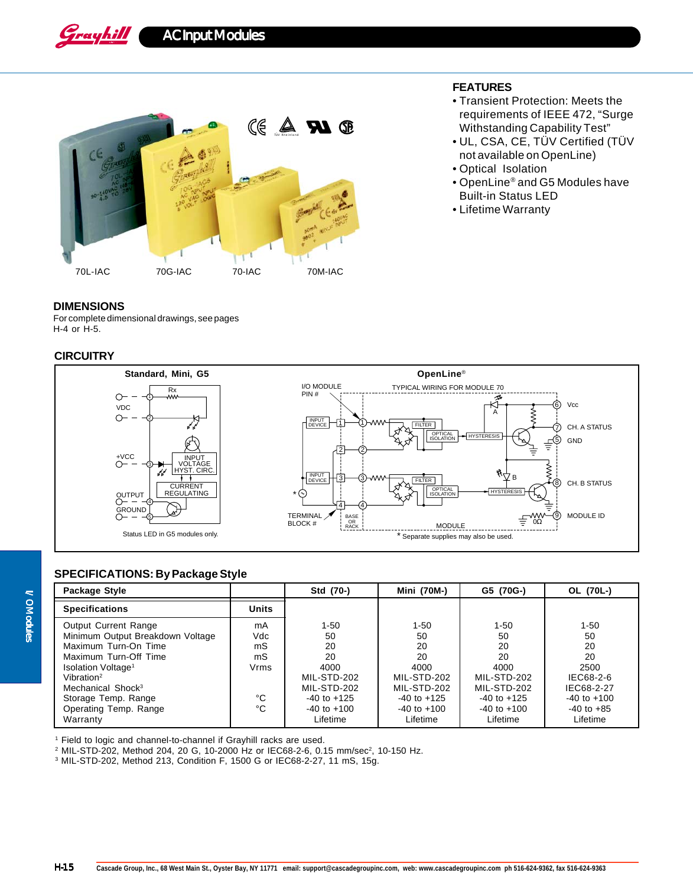# AC Input Modules

70L-IAC 70G-IAC 70-IAC 70M-IAC

## FEATURES

- Transient Protection: Meets the requirements of IEEE 472, "Surge Withstanding Capability Test"
- UL, CSA, CE, TÜV Certified (TÜV not available on OpenLine)
- Optical Isolation
- OpenLine® and G5 Modules have Built-in Status LED
- Lifetime Warranty

## DIMENSIONS

For complete dimensional drawings, see pages H-4 or H-5.

## CIRCUITRY

Standard, Mini, G5

Status LED in G5 modules only.

OpenLine®

\* Separate supplies may also be used.

## SPECIFICATIONS: By Package Style

| Package Style | | Std (70-) | Mini (70M-) | G5 (70G-) | OL (70L-) |
|---|---|---|---|---|---|
| **Specifications** | **Units** | | | | |
| Output Current Range | mA | 1-50 | 1-50 | 1-50 | 1-50 |
| Minimum Output Breakdown Voltage | Vdc | 50 | 50 | 50 | 50 |
| Maximum Turn-On Time | mS | 20 | 20 | 20 | 20 |
| Maximum Turn-Off Time | mS | 20 | 20 | 20 | 20 |
| Isolation Voltage[1] | Vrms | 4000 | 4000 | 4000 | 2500 |
| Vibration[2] | | MIL-STD-202 | MIL-STD-202 | MIL-STD-202 | IEC68-2-6 |
| Mechanical Shock[3] | | MIL-STD-202 | MIL-STD-202 | MIL-STD-202 | IEC68-2-27 |
| Storage Temp. Range | °C | -40 to +125 | -40 to +125 | -40 to +125 | -40 to +100 |
| Operating Temp. Range | °C | -40 to +100 | -40 to +100 | -40 to +100 | -40 to +85 |
| Warranty | | Lifetime | Lifetime | Lifetime | Lifetime |

[1] Field to logic and channel-to-channel if Grayhill racks are used.
[2] MIL-STD-202, Method 204, 20 G, 10-2000 Hz or IEC68-2-6, 0.15 mm/sec$^2$, 10-150 Hz.
[3] MIL-STD-202, Method 213, Condition F, 1500 G or IEC68-2-27, 11 mS, 15g.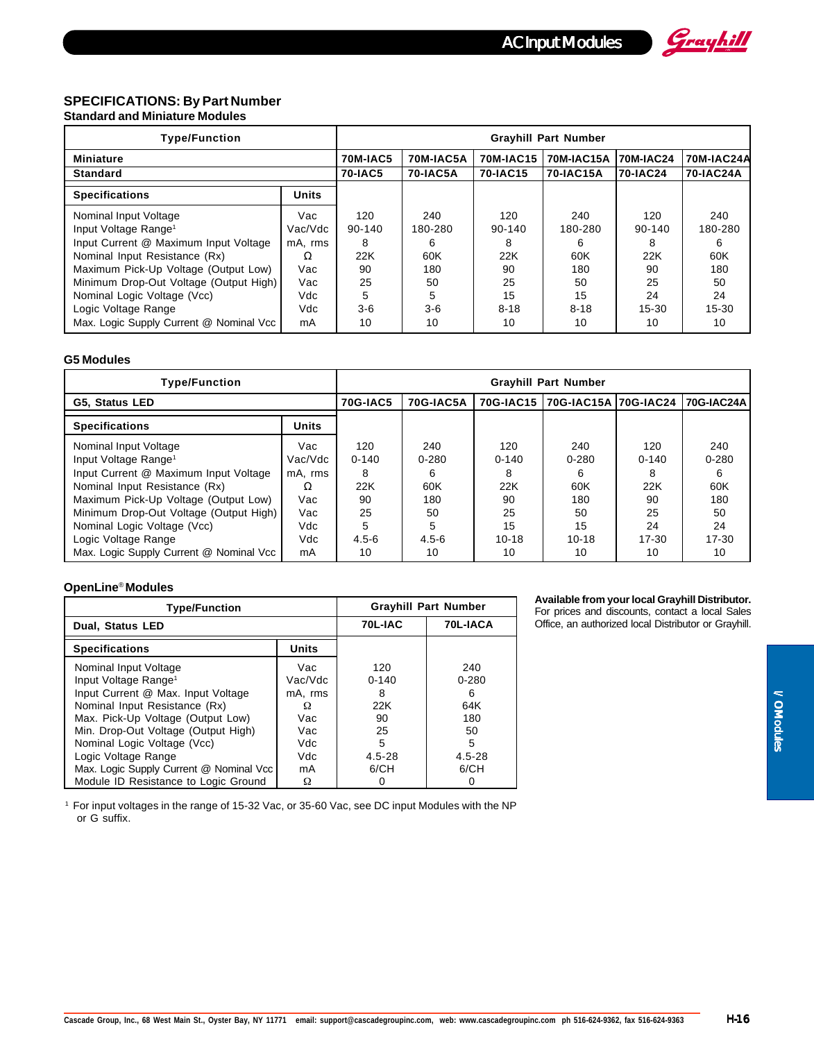## SPECIFICATIONS: By Part Number

### Standard and Miniature Modules

| Type/Function | | Grayhill Part Number | | | | | |
|---|---|---|---|---|---|---|---|
| **Miniature** | | **70M-IAC5** | **70M-IAC5A** | **70M-IAC15** | **70M-IAC15A** | **70M-IAC24** | **70M-IAC24A** |
| **Standard** | | **70-IAC5** | **70-IAC5A** | **70-IAC15** | **70-IAC15A** | **70-IAC24** | **70-IAC24A** |
| **Specifications** | **Units** | | | | | | |
| Nominal Input Voltage | Vac | 120 | 240 | 120 | 240 | 120 | 240 |
| Input Voltage Range[1] | Vac/Vdc | 90-140 | 180-280 | 90-140 | 180-280 | 90-140 | 180-280 |
| Input Current @ Maximum Input Voltage | mA, rms | 8 | 6 | 8 | 6 | 8 | 6 |
| Nominal Input Resistance (Rx) | Ω | 22K | 60K | 22K | 60K | 22K | 60K |
| Maximum Pick-Up Voltage (Output Low) | Vac | 90 | 180 | 90 | 180 | 90 | 180 |
| Minimum Drop-Out Voltage (Output High) | Vac | 25 | 50 | 25 | 50 | 25 | 50 |
| Nominal Logic Voltage (Vcc) | Vdc | 5 | 5 | 15 | 15 | 24 | 24 |
| Logic Voltage Range | Vdc | 3-6 | 3-6 | 8-18 | 8-18 | 15-30 | 15-30 |
| Max. Logic Supply Current @ Nominal Vcc | mA | 10 | 10 | 10 | 10 | 10 | 10 |

### G5 Modules

| Type/Function | | Grayhill Part Number | | | | | |
|---|---|---|---|---|---|---|---|
| **G5, Status LED** | | **70G-IAC5** | **70G-IAC5A** | **70G-IAC15** | **70G-IAC15A** | **70G-IAC24** | **70G-IAC24A** |
| **Specifications** | **Units** | | | | | | |
| Nominal Input Voltage | Vac | 120 | 240 | 120 | 240 | 120 | 240 |
| Input Voltage Range[1] | Vac/Vdc | 0-140 | 0-280 | 0-140 | 0-280 | 0-140 | 0-280 |
| Input Current @ Maximum Input Voltage | mA, rms | 8 | 6 | 8 | 6 | 8 | 6 |
| Nominal Input Resistance (Rx) | Ω | 22K | 60K | 22K | 60K | 22K | 60K |
| Maximum Pick-Up Voltage (Output Low) | Vac | 90 | 180 | 90 | 180 | 90 | 180 |
| Minimum Drop-Out Voltage (Output High) | Vac | 25 | 50 | 25 | 50 | 25 | 50 |
| Nominal Logic Voltage (Vcc) | Vdc | 5 | 5 | 15 | 15 | 24 | 24 |
| Logic Voltage Range | Vdc | 4.5-6 | 4.5-6 | 10-18 | 10-18 | 17-30 | 17-30 |
| Max. Logic Supply Current @ Nominal Vcc | mA | 10 | 10 | 10 | 10 | 10 | 10 |

### OpenLine® Modules

| Type/Function | | Grayhill Part Number | |
|---|---|---|---|
| **Dual, Status LED** | | **70L-IAC** | **70L-IACA** |
| **Specifications** | **Units** | | |
| Nominal Input Voltage | Vac | 120 | 240 |
| Input Voltage Range[1] | Vac/Vdc | 0-140 | 0-280 |
| Input Current @ Max. Input Voltage | mA, rms | 8 | 6 |
| Nominal Input Resistance (Rx) | Ω | 22K | 64K |
| Max. Pick-Up Voltage (Output Low) | Vac | 90 | 180 |
| Min. Drop-Out Voltage (Output High) | Vac | 25 | 50 |
| Nominal Logic Voltage (Vcc) | Vdc | 5 | 5 |
| Logic Voltage Range | Vdc | 4.5-28 | 4.5-28 |
| Max. Logic Supply Current @ Nominal Vcc | mA | 6/CH | 6/CH |
| Module ID Resistance to Logic Ground | Ω | 0 | 0 |

[1] For input voltages in the range of 15-32 Vac, or 35-60 Vac, see DC input Modules with the NP or G suffix.

**Available from your local Grayhill Distributor.** For prices and discounts, contact a local Sales Office, an authorized local Distributor or Grayhill.